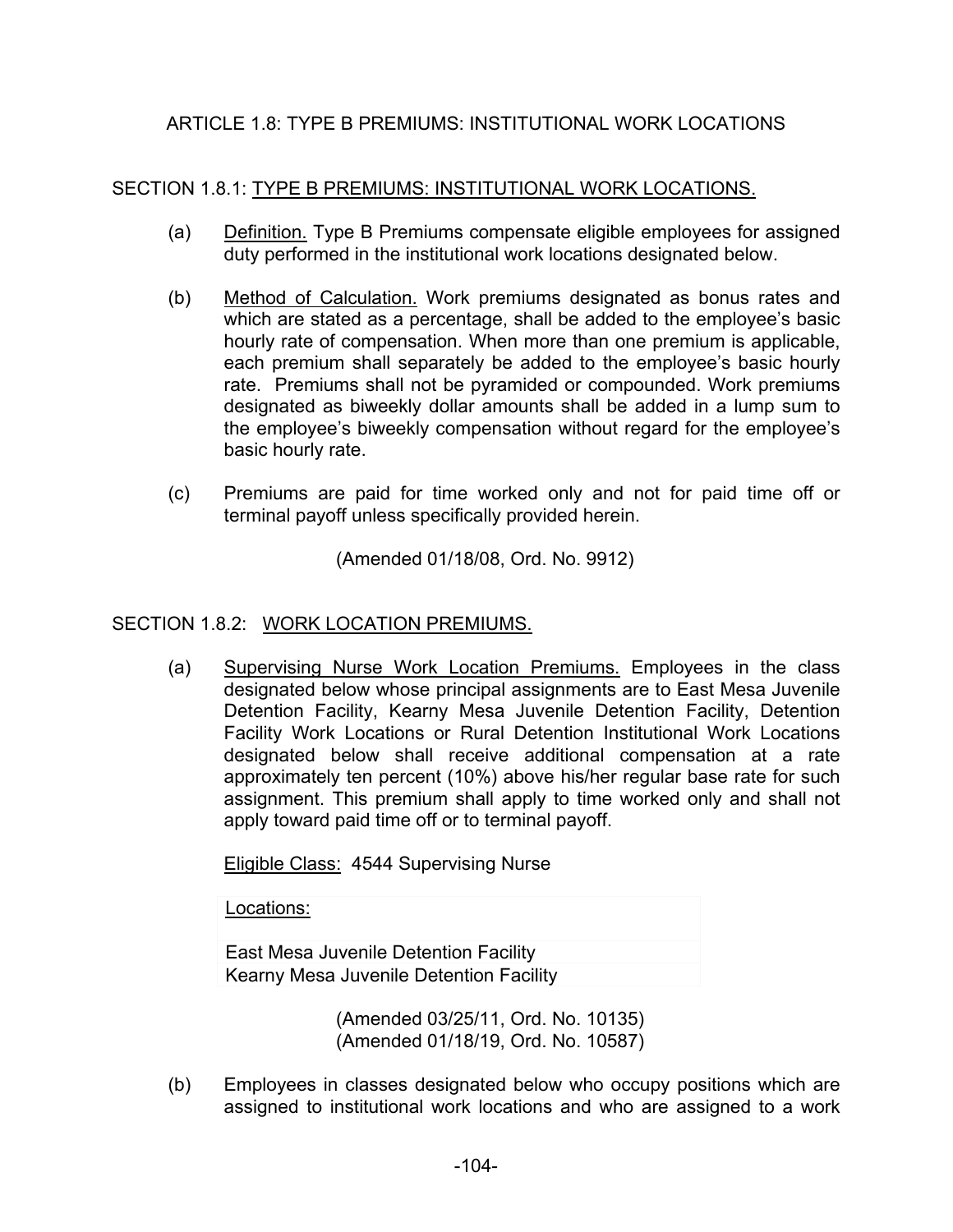# ARTICLE 1.8: TYPE B PREMIUMS: INSTITUTIONAL WORK LOCATIONS

## SECTION 1.8.1: TYPE B PREMIUMS: INSTITUTIONAL WORK LOCATIONS.

(a) Definition. Type B Premiums compensate eligible employees for assigned duty performed in the institutional work locations designated below.

(b) Method of Calculation. Work premiums designated as bonus rates and which are stated as a percentage, shall be added to the employee's basic hourly rate of compensation. When more than one premium is applicable, each premium shall separately be added to the employee's basic hourly rate. Premiums shall not be pyramided or compounded. Work premiums designated as biweekly dollar amounts shall be added in a lump sum to the employee's biweekly compensation without regard for the employee's basic hourly rate.

(c) Premiums are paid for time worked only and not for paid time off or terminal payoff unless specifically provided herein.

(Amended 01/18/08, Ord. No. 9912)

## SECTION 1.8.2: WORK LOCATION PREMIUMS.

(a) Supervising Nurse Work Location Premiums. Employees in the class designated below whose principal assignments are to East Mesa Juvenile Detention Facility, Kearny Mesa Juvenile Detention Facility, Detention Facility Work Locations or Rural Detention Institutional Work Locations designated below shall receive additional compensation at a rate approximately ten percent (10%) above his/her regular base rate for such assignment. This premium shall apply to time worked only and shall not apply toward paid time off or to terminal payoff.

Eligible Class: 4544 Supervising Nurse

| Locations: |
|---|
| East Mesa Juvenile Detention Facility |
| Kearny Mesa Juvenile Detention Facility |

(Amended 03/25/11, Ord. No. 10135)
(Amended 01/18/19, Ord. No. 10587)

(b) Employees in classes designated below who occupy positions which are assigned to institutional work locations and who are assigned to a work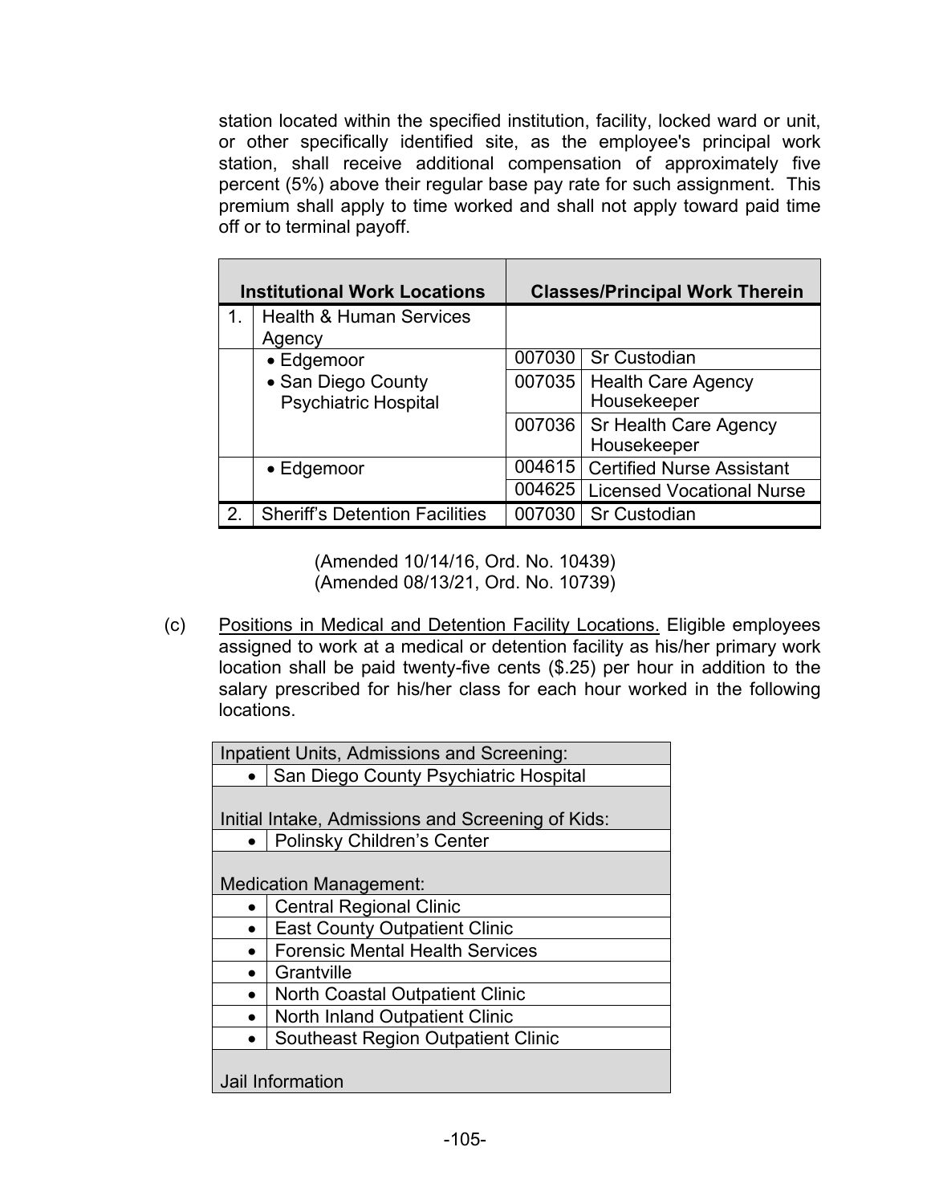station located within the specified institution, facility, locked ward or unit, or other specifically identified site, as the employee's principal work station, shall receive additional compensation of approximately five percent (5%) above their regular base pay rate for such assignment. This premium shall apply to time worked and shall not apply toward paid time off or to terminal payoff.

| | Institutional Work Locations | Classes/Principal Work Therein | |
|---|---|---|---|
| 1. | Health & Human Services Agency | | |
| | • Edgemoor<br>• San Diego County Psychiatric Hospital | 007030 | Sr Custodian |
| | | 007035 | Health Care Agency Housekeeper |
| | | 007036 | Sr Health Care Agency Housekeeper |
| | • Edgemoor | 004615 | Certified Nurse Assistant |
| | | 004625 | Licensed Vocational Nurse |
| 2. | Sheriff's Detention Facilities | 007030 | Sr Custodian |

(Amended 10/14/16, Ord. No. 10439)
(Amended 08/13/21, Ord. No. 10739)

(c) Positions in Medical and Detention Facility Locations. Eligible employees assigned to work at a medical or detention facility as his/her primary work location shall be paid twenty-five cents ($.25) per hour in addition to the salary prescribed for his/her class for each hour worked in the following locations.

| Inpatient Units, Admissions and Screening: | |
|---|---|
| • | San Diego County Psychiatric Hospital |
| Initial Intake, Admissions and Screening of Kids: | |
| • | Polinsky Children's Center |
| Medication Management: | |
| • | Central Regional Clinic |
| • | East County Outpatient Clinic |
| • | Forensic Mental Health Services |
| • | Grantville |
| • | North Coastal Outpatient Clinic |
| • | North Inland Outpatient Clinic |
| • | Southeast Region Outpatient Clinic |
| Jail Information | |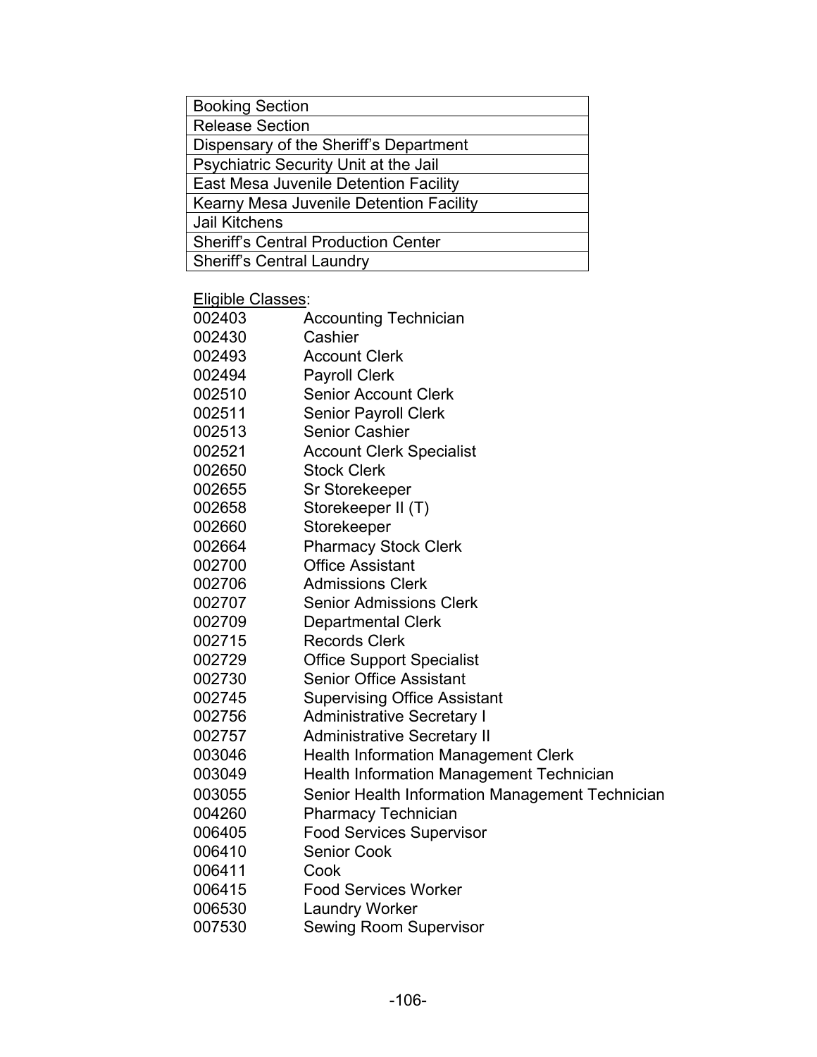| Booking Section |
|---|
| Release Section |
| Dispensary of the Sheriff's Department |
| Psychiatric Security Unit at the Jail |
| East Mesa Juvenile Detention Facility |
| Kearny Mesa Juvenile Detention Facility |
| Jail Kitchens |
| Sheriff's Central Production Center |
| Sheriff's Central Laundry |

Eligible Classes:

| | |
|---|---|
| 002403 | Accounting Technician |
| 002430 | Cashier |
| 002493 | Account Clerk |
| 002494 | Payroll Clerk |
| 002510 | Senior Account Clerk |
| 002511 | Senior Payroll Clerk |
| 002513 | Senior Cashier |
| 002521 | Account Clerk Specialist |
| 002650 | Stock Clerk |
| 002655 | Sr Storekeeper |
| 002658 | Storekeeper II (T) |
| 002660 | Storekeeper |
| 002664 | Pharmacy Stock Clerk |
| 002700 | Office Assistant |
| 002706 | Admissions Clerk |
| 002707 | Senior Admissions Clerk |
| 002709 | Departmental Clerk |
| 002715 | Records Clerk |
| 002729 | Office Support Specialist |
| 002730 | Senior Office Assistant |
| 002745 | Supervising Office Assistant |
| 002756 | Administrative Secretary I |
| 002757 | Administrative Secretary II |
| 003046 | Health Information Management Clerk |
| 003049 | Health Information Management Technician |
| 003055 | Senior Health Information Management Technician |
| 004260 | Pharmacy Technician |
| 006405 | Food Services Supervisor |
| 006410 | Senior Cook |
| 006411 | Cook |
| 006415 | Food Services Worker |
| 006530 | Laundry Worker |
| 007530 | Sewing Room Supervisor |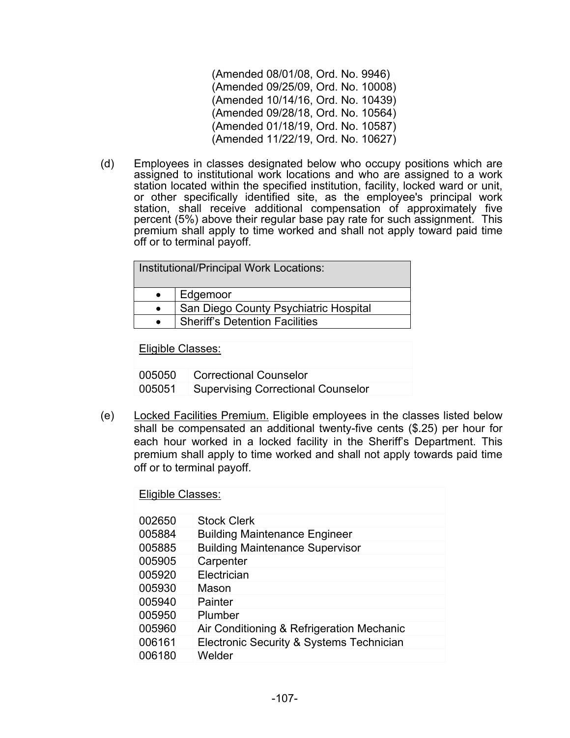(Amended 08/01/08, Ord. No. 9946)
(Amended 09/25/09, Ord. No. 10008)
(Amended 10/14/16, Ord. No. 10439)
(Amended 09/28/18, Ord. No. 10564)
(Amended 01/18/19, Ord. No. 10587)
(Amended 11/22/19, Ord. No. 10627)

(d) Employees in classes designated below who occupy positions which are assigned to institutional work locations and who are assigned to a work station located within the specified institution, facility, locked ward or unit, or other specifically identified site, as the employee's principal work station, shall receive additional compensation of approximately five percent (5%) above their regular base pay rate for such assignment. This premium shall apply to time worked and shall not apply toward paid time off or to terminal payoff.

| Institutional/Principal Work Locations: | |
|---|---|
| • | Edgemoor |
| • | San Diego County Psychiatric Hospital |
| • | Sheriff's Detention Facilities |

| Eligible Classes: | |
|---|---|
| 005050 | Correctional Counselor |
| 005051 | Supervising Correctional Counselor |

(e) Locked Facilities Premium. Eligible employees in the classes listed below shall be compensated an additional twenty-five cents ($.25) per hour for each hour worked in a locked facility in the Sheriff's Department. This premium shall apply to time worked and shall not apply towards paid time off or to terminal payoff.

| Eligible Classes: | |
|---|---|
| 002650 | Stock Clerk |
| 005884 | Building Maintenance Engineer |
| 005885 | Building Maintenance Supervisor |
| 005905 | Carpenter |
| 005920 | Electrician |
| 005930 | Mason |
| 005940 | Painter |
| 005950 | Plumber |
| 005960 | Air Conditioning & Refrigeration Mechanic |
| 006161 | Electronic Security & Systems Technician |
| 006180 | Welder |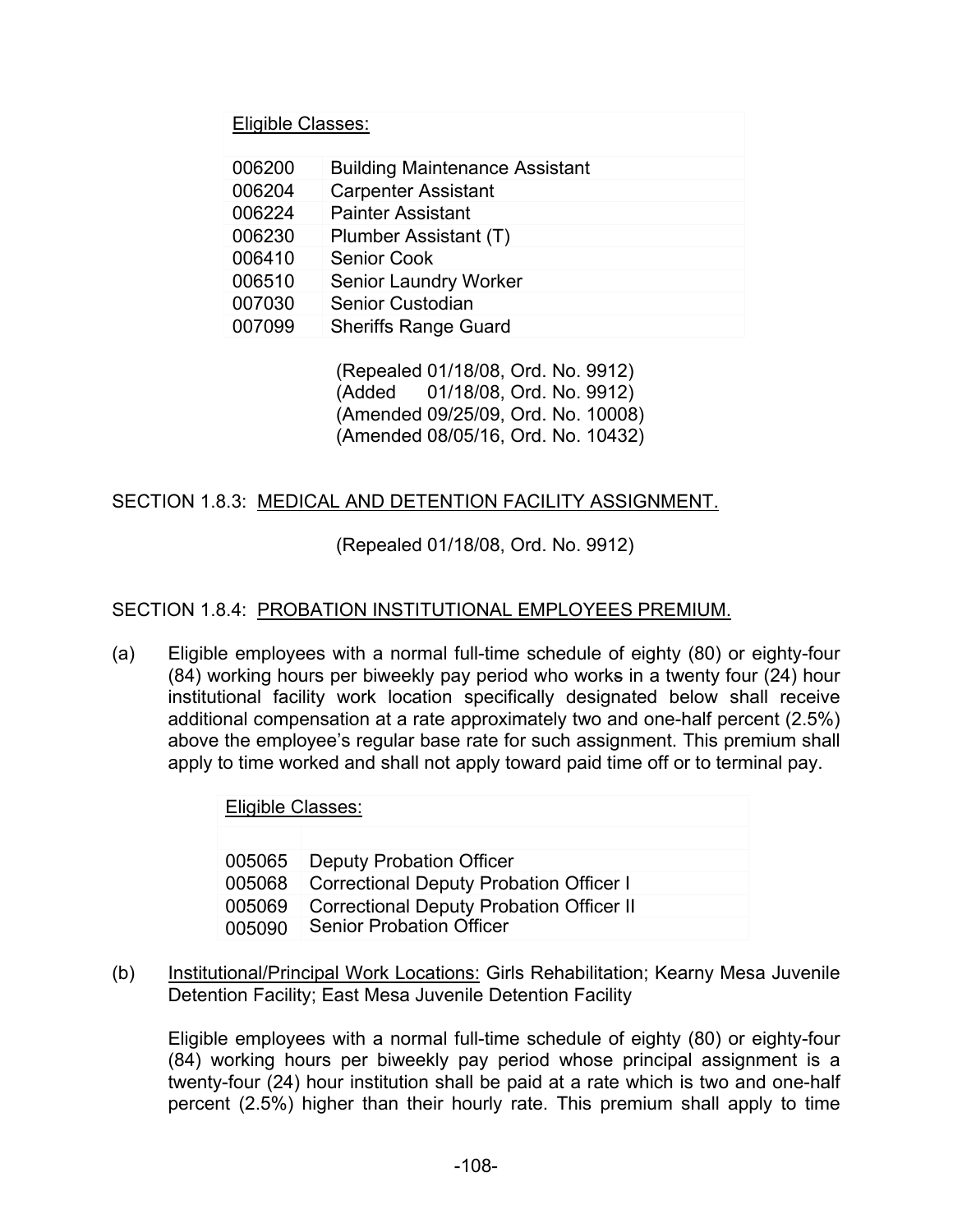| Eligible Classes: | |
|---|---|
| 006200 | Building Maintenance Assistant |
| 006204 | Carpenter Assistant |
| 006224 | Painter Assistant |
| 006230 | Plumber Assistant (T) |
| 006410 | Senior Cook |
| 006510 | Senior Laundry Worker |
| 007030 | Senior Custodian |
| 007099 | Sheriffs Range Guard |

(Repealed 01/18/08, Ord. No. 9912)
(Added 01/18/08, Ord. No. 9912)
(Amended 09/25/09, Ord. No. 10008)
(Amended 08/05/16, Ord. No. 10432)

SECTION 1.8.3: MEDICAL AND DETENTION FACILITY ASSIGNMENT.

(Repealed 01/18/08, Ord. No. 9912)

SECTION 1.8.4: PROBATION INSTITUTIONAL EMPLOYEES PREMIUM.

(a) Eligible employees with a normal full-time schedule of eighty (80) or eighty-four (84) working hours per biweekly pay period who works in a twenty four (24) hour institutional facility work location specifically designated below shall receive additional compensation at a rate approximately two and one-half percent (2.5%) above the employee's regular base rate for such assignment. This premium shall apply to time worked and shall not apply toward paid time off or to terminal pay.

| Eligible Classes: | |
|---|---|
| 005065 | Deputy Probation Officer |
| 005068 | Correctional Deputy Probation Officer I |
| 005069 | Correctional Deputy Probation Officer II |
| 005090 | Senior Probation Officer |

(b) Institutional/Principal Work Locations: Girls Rehabilitation; Kearny Mesa Juvenile Detention Facility; East Mesa Juvenile Detention Facility

Eligible employees with a normal full-time schedule of eighty (80) or eighty-four (84) working hours per biweekly pay period whose principal assignment is a twenty-four (24) hour institution shall be paid at a rate which is two and one-half percent (2.5%) higher than their hourly rate. This premium shall apply to time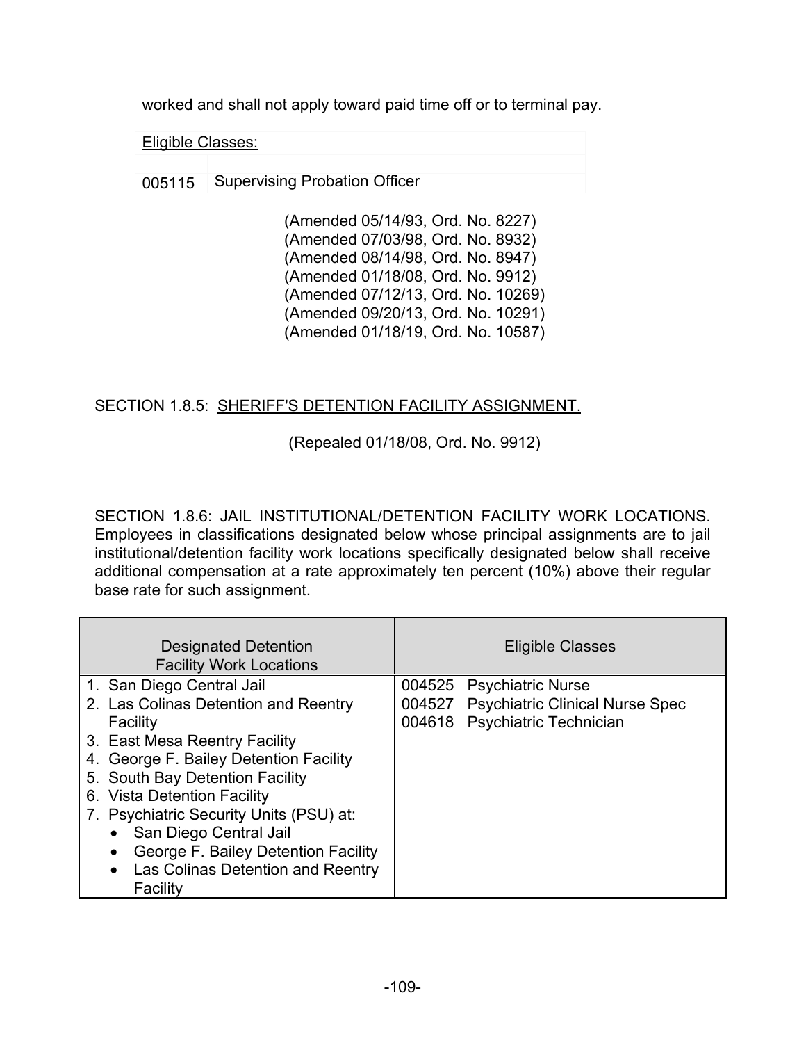worked and shall not apply toward paid time off or to terminal pay.

| Eligible Classes: | |
|---|---|
| 005115 | Supervising Probation Officer |

(Amended 05/14/93, Ord. No. 8227)
(Amended 07/03/98, Ord. No. 8932)
(Amended 08/14/98, Ord. No. 8947)
(Amended 01/18/08, Ord. No. 9912)
(Amended 07/12/13, Ord. No. 10269)
(Amended 09/20/13, Ord. No. 10291)
(Amended 01/18/19, Ord. No. 10587)

SECTION 1.8.5: SHERIFF'S DETENTION FACILITY ASSIGNMENT.

(Repealed 01/18/08, Ord. No. 9912)

SECTION 1.8.6: JAIL INSTITUTIONAL/DETENTION FACILITY WORK LOCATIONS. Employees in classifications designated below whose principal assignments are to jail institutional/detention facility work locations specifically designated below shall receive additional compensation at a rate approximately ten percent (10%) above their regular base rate for such assignment.

| Designated Detention Facility Work Locations | Eligible Classes |
|---|---|
| 1. San Diego Central Jail<br>2. Las Colinas Detention and Reentry Facility<br>3. East Mesa Reentry Facility<br>4. George F. Bailey Detention Facility<br>5. South Bay Detention Facility<br>6. Vista Detention Facility<br>7. Psychiatric Security Units (PSU) at:<br>• San Diego Central Jail<br>• George F. Bailey Detention Facility<br>• Las Colinas Detention and Reentry Facility | 004525 Psychiatric Nurse<br>004527 Psychiatric Clinical Nurse Spec<br>004618 Psychiatric Technician |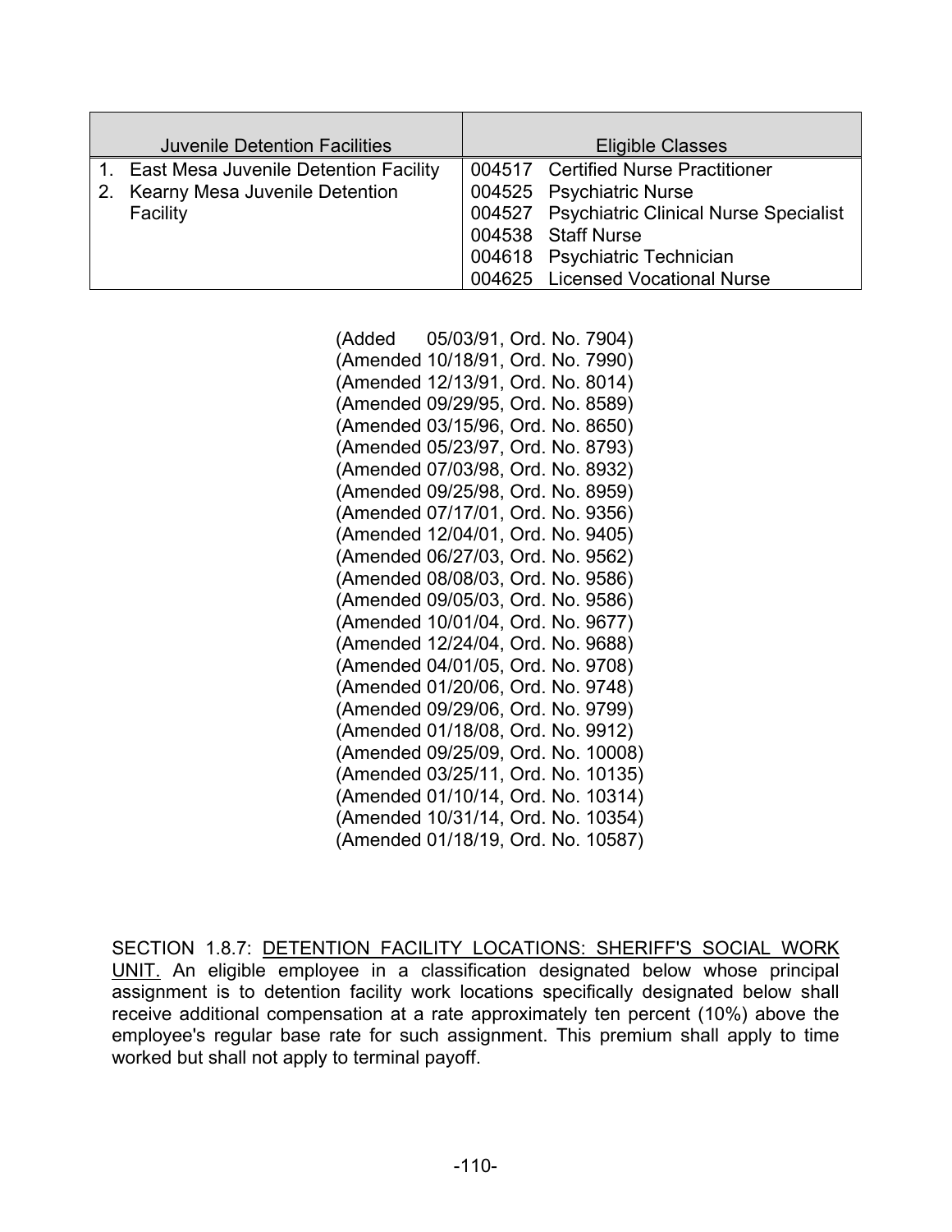| Juvenile Detention Facilities | Eligible Classes |
|---|---|
| 1. East Mesa Juvenile Detention Facility<br>2. Kearny Mesa Juvenile Detention Facility | 004517 Certified Nurse Practitioner<br>004525 Psychiatric Nurse<br>004527 Psychiatric Clinical Nurse Specialist<br>004538 Staff Nurse<br>004618 Psychiatric Technician<br>004625 Licensed Vocational Nurse |

(Added 05/03/91, Ord. No. 7904)
(Amended 10/18/91, Ord. No. 7990)
(Amended 12/13/91, Ord. No. 8014)
(Amended 09/29/95, Ord. No. 8589)
(Amended 03/15/96, Ord. No. 8650)
(Amended 05/23/97, Ord. No. 8793)
(Amended 07/03/98, Ord. No. 8932)
(Amended 09/25/98, Ord. No. 8959)
(Amended 07/17/01, Ord. No. 9356)
(Amended 12/04/01, Ord. No. 9405)
(Amended 06/27/03, Ord. No. 9562)
(Amended 08/08/03, Ord. No. 9586)
(Amended 09/05/03, Ord. No. 9586)
(Amended 10/01/04, Ord. No. 9677)
(Amended 12/24/04, Ord. No. 9688)
(Amended 04/01/05, Ord. No. 9708)
(Amended 01/20/06, Ord. No. 9748)
(Amended 09/29/06, Ord. No. 9799)
(Amended 01/18/08, Ord. No. 9912)
(Amended 09/25/09, Ord. No. 10008)
(Amended 03/25/11, Ord. No. 10135)
(Amended 01/10/14, Ord. No. 10314)
(Amended 10/31/14, Ord. No. 10354)
(Amended 01/18/19, Ord. No. 10587)

SECTION 1.8.7: DETENTION FACILITY LOCATIONS: SHERIFF'S SOCIAL WORK UNIT. An eligible employee in a classification designated below whose principal assignment is to detention facility work locations specifically designated below shall receive additional compensation at a rate approximately ten percent (10%) above the employee's regular base rate for such assignment. This premium shall apply to time worked but shall not apply to terminal payoff.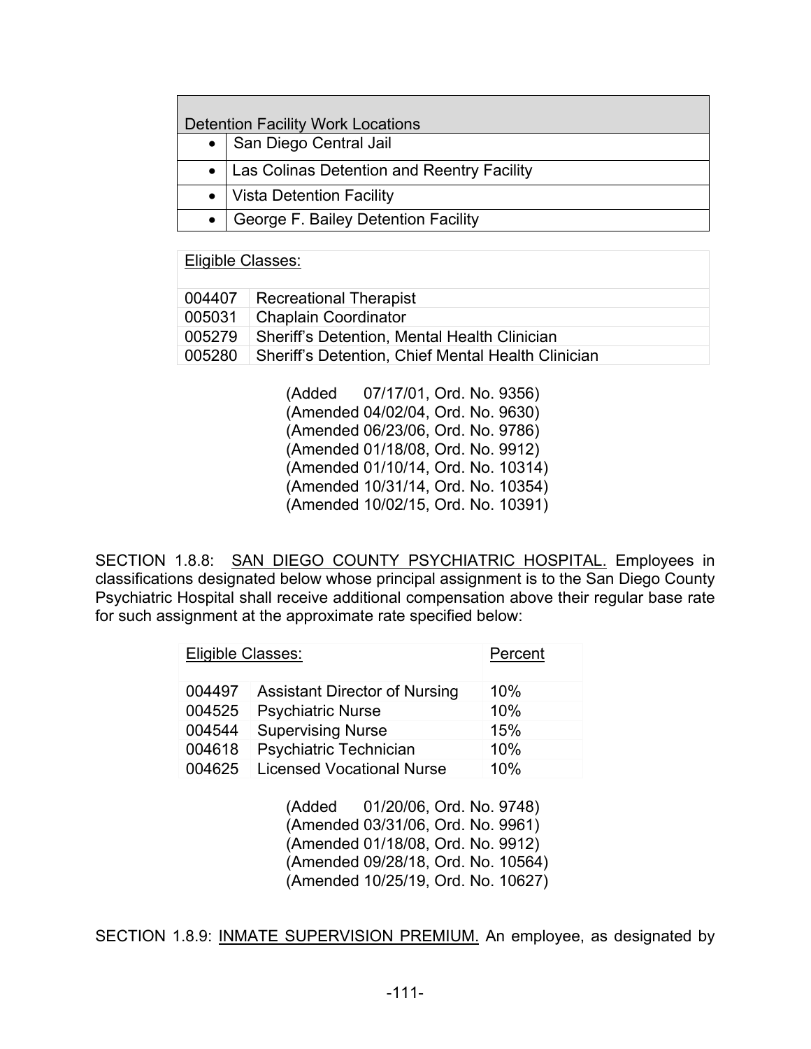| Detention Facility Work Locations | |
|---|---|
| • | San Diego Central Jail |
| • | Las Colinas Detention and Reentry Facility |
| • | Vista Detention Facility |
| • | George F. Bailey Detention Facility |

| Eligible Classes: | |
|---|---|
| 004407 | Recreational Therapist |
| 005031 | Chaplain Coordinator |
| 005279 | Sheriff's Detention, Mental Health Clinician |
| 005280 | Sheriff's Detention, Chief Mental Health Clinician |

(Added 07/17/01, Ord. No. 9356)
(Amended 04/02/04, Ord. No. 9630)
(Amended 06/23/06, Ord. No. 9786)
(Amended 01/18/08, Ord. No. 9912)
(Amended 01/10/14, Ord. No. 10314)
(Amended 10/31/14, Ord. No. 10354)
(Amended 10/02/15, Ord. No. 10391)

SECTION 1.8.8: SAN DIEGO COUNTY PSYCHIATRIC HOSPITAL. Employees in classifications designated below whose principal assignment is to the San Diego County Psychiatric Hospital shall receive additional compensation above their regular base rate for such assignment at the approximate rate specified below:

| Eligible Classes: | | Percent |
|---|---|---|
| 004497 | Assistant Director of Nursing | 10% |
| 004525 | Psychiatric Nurse | 10% |
| 004544 | Supervising Nurse | 15% |
| 004618 | Psychiatric Technician | 10% |
| 004625 | Licensed Vocational Nurse | 10% |

(Added 01/20/06, Ord. No. 9748)
(Amended 03/31/06, Ord. No. 9961)
(Amended 01/18/08, Ord. No. 9912)
(Amended 09/28/18, Ord. No. 10564)
(Amended 10/25/19, Ord. No. 10627)

SECTION 1.8.9: INMATE SUPERVISION PREMIUM. An employee, as designated by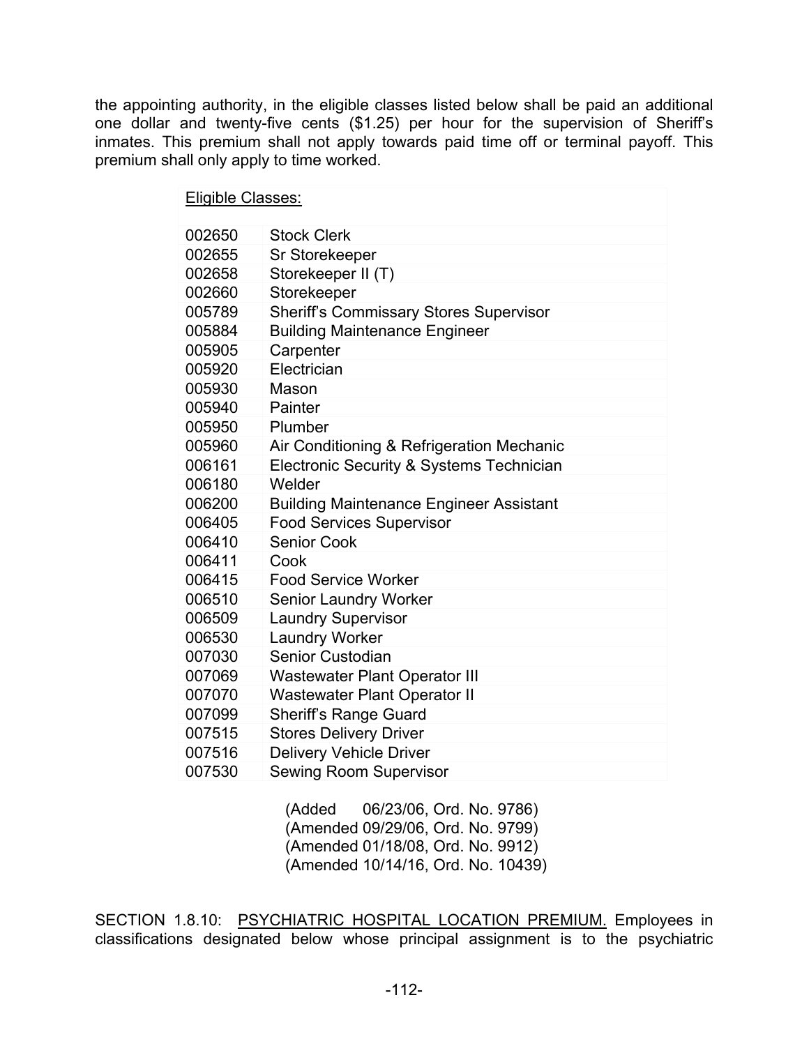the appointing authority, in the eligible classes listed below shall be paid an additional one dollar and twenty-five cents ($1.25) per hour for the supervision of Sheriff's inmates. This premium shall not apply towards paid time off or terminal payoff. This premium shall only apply to time worked.

| Eligible Classes: | |
|---|---|
| 002650 | Stock Clerk |
| 002655 | Sr Storekeeper |
| 002658 | Storekeeper II (T) |
| 002660 | Storekeeper |
| 005789 | Sheriff's Commissary Stores Supervisor |
| 005884 | Building Maintenance Engineer |
| 005905 | Carpenter |
| 005920 | Electrician |
| 005930 | Mason |
| 005940 | Painter |
| 005950 | Plumber |
| 005960 | Air Conditioning & Refrigeration Mechanic |
| 006161 | Electronic Security & Systems Technician |
| 006180 | Welder |
| 006200 | Building Maintenance Engineer Assistant |
| 006405 | Food Services Supervisor |
| 006410 | Senior Cook |
| 006411 | Cook |
| 006415 | Food Service Worker |
| 006510 | Senior Laundry Worker |
| 006509 | Laundry Supervisor |
| 006530 | Laundry Worker |
| 007030 | Senior Custodian |
| 007069 | Wastewater Plant Operator III |
| 007070 | Wastewater Plant Operator II |
| 007099 | Sheriff's Range Guard |
| 007515 | Stores Delivery Driver |
| 007516 | Delivery Vehicle Driver |
| 007530 | Sewing Room Supervisor |

(Added 06/23/06, Ord. No. 9786)
(Amended 09/29/06, Ord. No. 9799)
(Amended 01/18/08, Ord. No. 9912)
(Amended 10/14/16, Ord. No. 10439)

SECTION 1.8.10: PSYCHIATRIC HOSPITAL LOCATION PREMIUM. Employees in classifications designated below whose principal assignment is to the psychiatric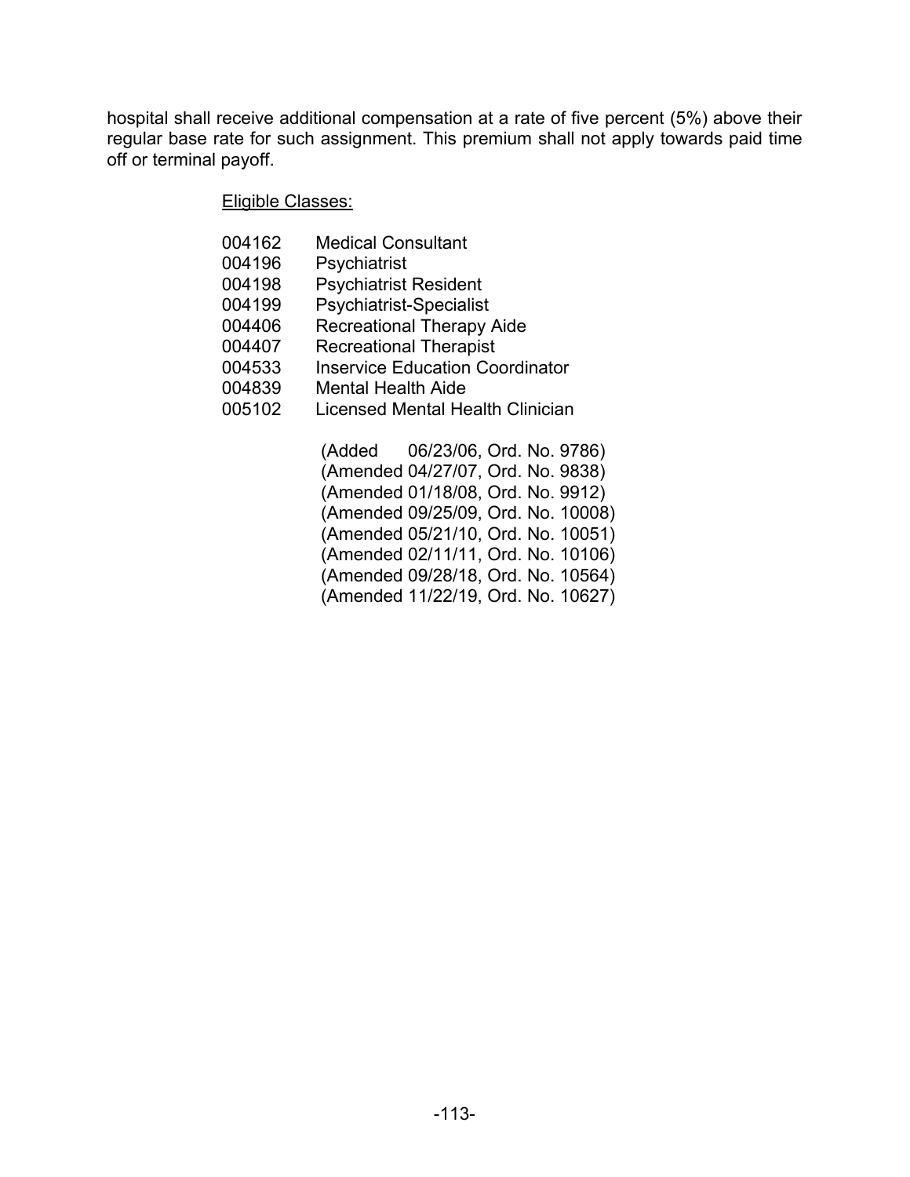hospital shall receive additional compensation at a rate of five percent (5%) above their regular base rate for such assignment. This premium shall not apply towards paid time off or terminal payoff.

Eligible Classes:

| | |
|---|---|
| 004162 | Medical Consultant |
| 004196 | Psychiatrist |
| 004198 | Psychiatrist Resident |
| 004199 | Psychiatrist-Specialist |
| 004406 | Recreational Therapy Aide |
| 004407 | Recreational Therapist |
| 004533 | Inservice Education Coordinator |
| 004839 | Mental Health Aide |
| 005102 | Licensed Mental Health Clinician |

(Added 06/23/06, Ord. No. 9786)
(Amended 04/27/07, Ord. No. 9838)
(Amended 01/18/08, Ord. No. 9912)
(Amended 09/25/09, Ord. No. 10008)
(Amended 05/21/10, Ord. No. 10051)
(Amended 02/11/11, Ord. No. 10106)
(Amended 09/28/18, Ord. No. 10564)
(Amended 11/22/19, Ord. No. 10627)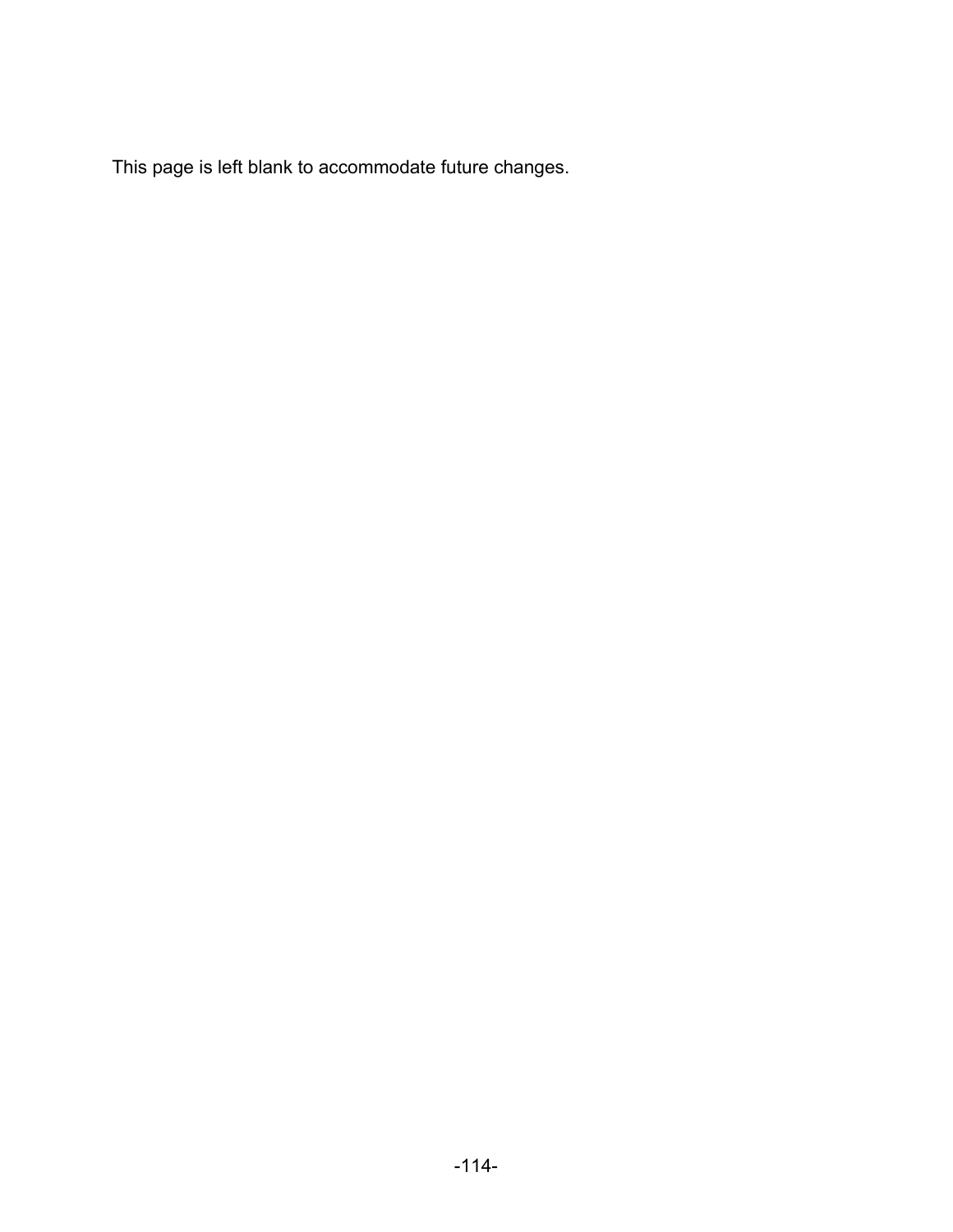This page is left blank to accommodate future changes.